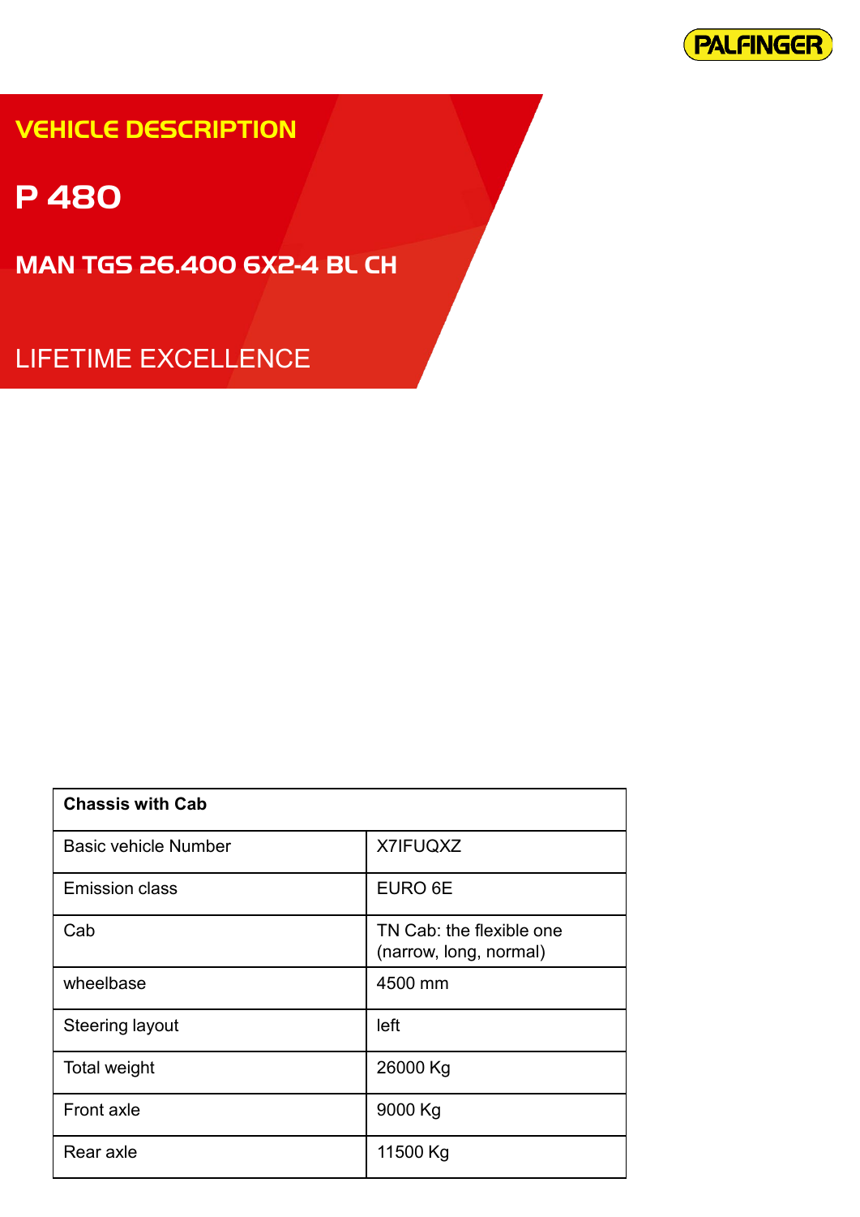VEHICLE DESCRIPTION

# P 480

## MAN TGS 26.400 6X2-4 BL CH

LIFETIME EXCELLENCE

| **Chassis with Cab** | |
|---|---|
| Basic vehicle Number | X7IFUQXZ |
| Emission class | EURO 6E |
| Cab | TN Cab: the flexible one (narrow, long, normal) |
| wheelbase | 4500 mm |
| Steering layout | left |
| Total weight | 26000 Kg |
| Front axle | 9000 Kg |
| Rear axle | 11500 Kg |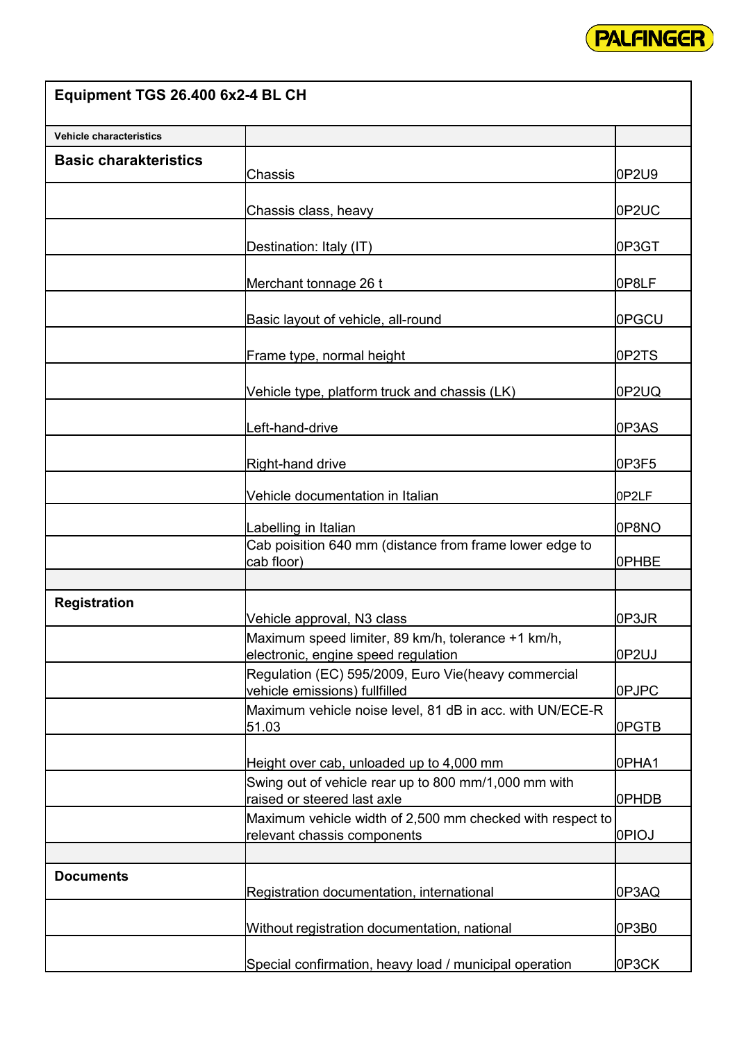| Equipment TGS 26.400 6x2-4 BL CH | | |
|---|---|---|
| Vehicle characteristics | | |
| **Basic charakteristics** | Chassis | 0P2U9 |
| | Chassis class, heavy | 0P2UC |
| | Destination: Italy (IT) | 0P3GT |
| | Merchant tonnage 26 t | 0P8LF |
| | Basic layout of vehicle, all-round | 0PGCU |
| | Frame type, normal height | 0P2TS |
| | Vehicle type, platform truck and chassis (LK) | 0P2UQ |
| | Left-hand-drive | 0P3AS |
| | Right-hand drive | 0P3F5 |
| | Vehicle documentation in Italian | 0P2LF |
| | Labelling in Italian | 0P8NO |
| | Cab poisition 640 mm (distance from frame lower edge to cab floor) | 0PHBE |
| | | |
| **Registration** | Vehicle approval, N3 class | 0P3JR |
| | Maximum speed limiter, 89 km/h, tolerance +1 km/h, electronic, engine speed regulation | 0P2UJ |
| | Regulation (EC) 595/2009, Euro Vie(heavy commercial vehicle emissions) fullfilled | 0PJPC |
| | Maximum vehicle noise level, 81 dB in acc. with UN/ECE-R 51.03 | 0PGTB |
| | Height over cab, unloaded up to 4,000 mm | 0PHA1 |
| | Swing out of vehicle rear up to 800 mm/1,000 mm with raised or steered last axle | 0PHDB |
| | Maximum vehicle width of 2,500 mm checked with respect to relevant chassis components | 0PIOJ |
| | | |
| **Documents** | Registration documentation, international | 0P3AQ |
| | Without registration documentation, national | 0P3B0 |
| | Special confirmation, heavy load / municipal operation | 0P3CK |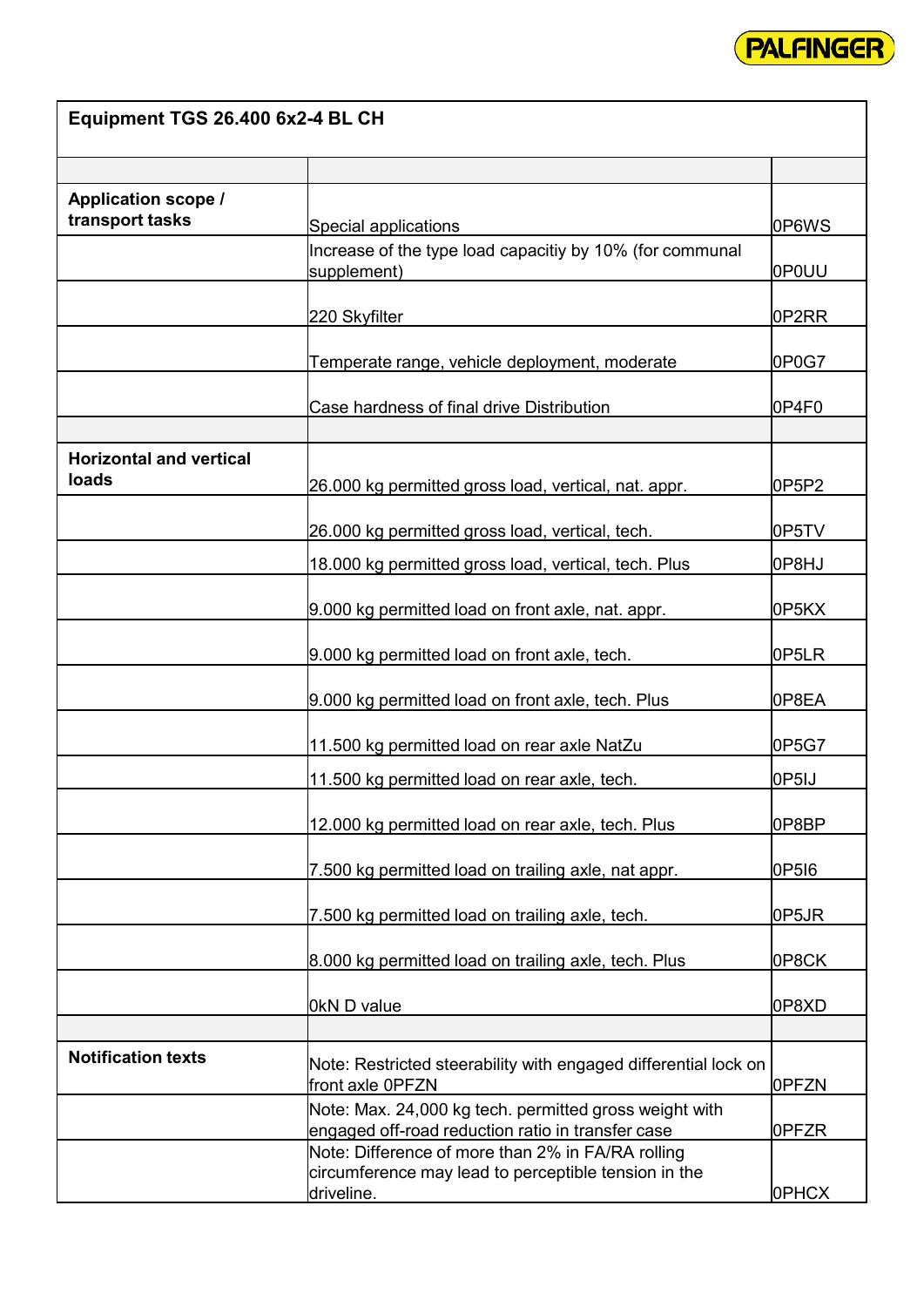| Equipment TGS 26.400 6x2-4 BL CH | | |
|---|---|---|
| | | |
| **Application scope / transport tasks** | Special applications | 0P6WS |
| | Increase of the type load capacitiy by 10% (for communal supplement) | 0P0UU |
| | 220 Skyfilter | 0P2RR |
| | Temperate range, vehicle deployment, moderate | 0P0G7 |
| | Case hardness of final drive Distribution | 0P4F0 |
| | | |
| **Horizontal and vertical loads** | 26.000 kg permitted gross load, vertical, nat. appr. | 0P5P2 |
| | 26.000 kg permitted gross load, vertical, tech. | 0P5TV |
| | 18.000 kg permitted gross load, vertical, tech. Plus | 0P8HJ |
| | 9.000 kg permitted load on front axle, nat. appr. | 0P5KX |
| | 9.000 kg permitted load on front axle, tech. | 0P5LR |
| | 9.000 kg permitted load on front axle, tech. Plus | 0P8EA |
| | 11.500 kg permitted load on rear axle NatZu | 0P5G7 |
| | 11.500 kg permitted load on rear axle, tech. | 0P5IJ |
| | 12.000 kg permitted load on rear axle, tech. Plus | 0P8BP |
| | 7.500 kg permitted load on trailing axle, nat appr. | 0P5I6 |
| | 7.500 kg permitted load on trailing axle, tech. | 0P5JR |
| | 8.000 kg permitted load on trailing axle, tech. Plus | 0P8CK |
| | 0kN D value | 0P8XD |
| | | |
| **Notification texts** | Note: Restricted steerability with engaged differential lock on front axle 0PFZN | 0PFZN |
| | Note: Max. 24,000 kg tech. permitted gross weight with engaged off-road reduction ratio in transfer case | 0PFZR |
| | Note: Difference of more than 2% in FA/RA rolling circumference may lead to perceptible tension in the driveline. | 0PHCX |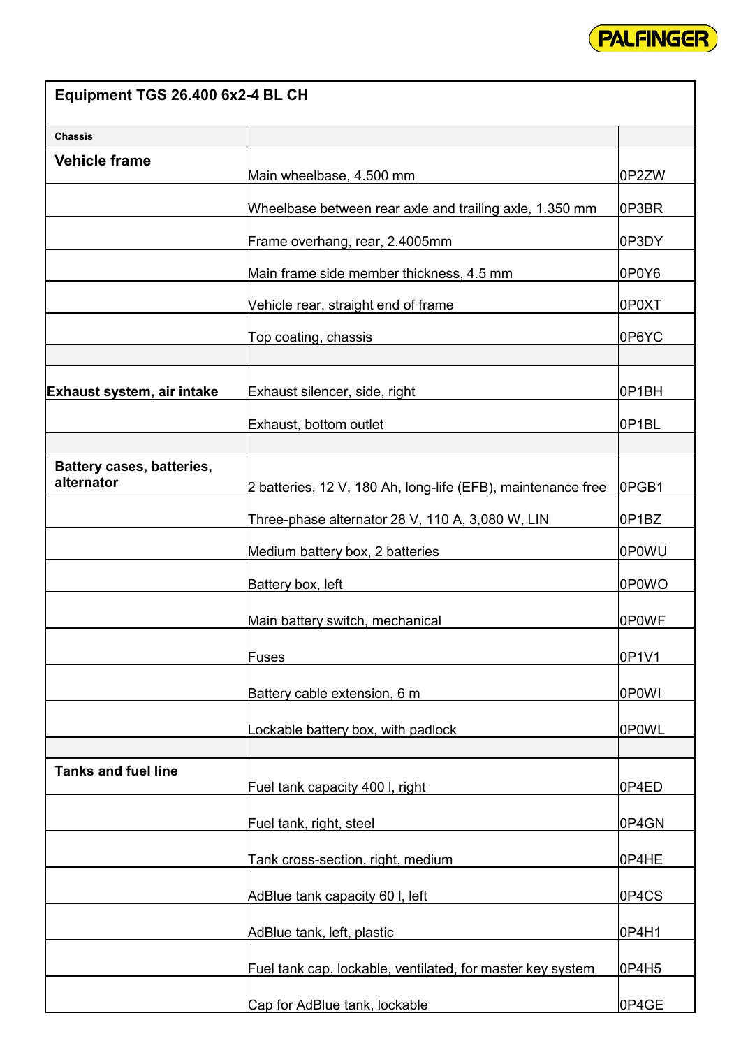| Equipment TGS 26.400 6x2-4 BL CH | | |
|---|---|---|
| **Chassis** | | |
| **Vehicle frame** | Main wheelbase, 4.500 mm | 0P2ZW |
| | Wheelbase between rear axle and trailing axle, 1.350 mm | 0P3BR |
| | Frame overhang, rear, 2.4005mm | 0P3DY |
| | Main frame side member thickness, 4.5 mm | 0P0Y6 |
| | Vehicle rear, straight end of frame | 0P0XT |
| | Top coating, chassis | 0P6YC |
| | | |
| **Exhaust system, air intake** | Exhaust silencer, side, right | 0P1BH |
| | Exhaust, bottom outlet | 0P1BL |
| | | |
| **Battery cases, batteries, alternator** | 2 batteries, 12 V, 180 Ah, long-life (EFB), maintenance free | 0PGB1 |
| | Three-phase alternator 28 V, 110 A, 3,080 W, LIN | 0P1BZ |
| | Medium battery box, 2 batteries | 0P0WU |
| | Battery box, left | 0P0WO |
| | Main battery switch, mechanical | 0P0WF |
| | Fuses | 0P1V1 |
| | Battery cable extension, 6 m | 0P0WI |
| | Lockable battery box, with padlock | 0P0WL |
| | | |
| **Tanks and fuel line** | Fuel tank capacity 400 l, right | 0P4ED |
| | Fuel tank, right, steel | 0P4GN |
| | Tank cross-section, right, medium | 0P4HE |
| | AdBlue tank capacity 60 l, left | 0P4CS |
| | AdBlue tank, left, plastic | 0P4H1 |
| | Fuel tank cap, lockable, ventilated, for master key system | 0P4H5 |
| | Cap for AdBlue tank, lockable | 0P4GE |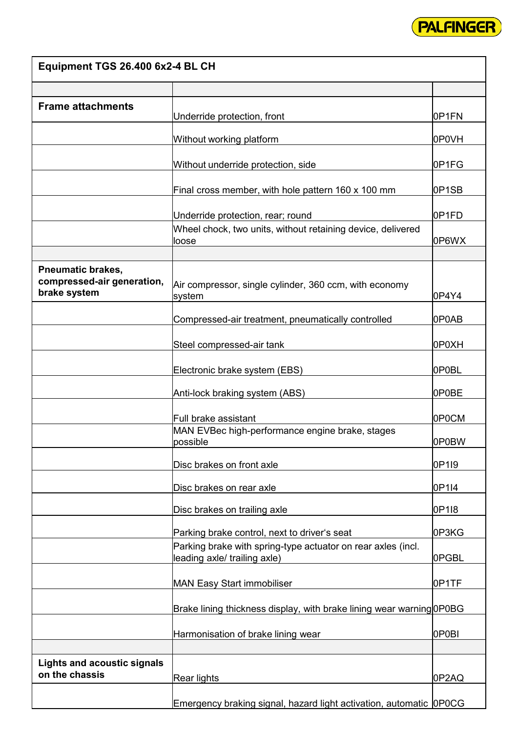| Equipment TGS 26.400 6x2-4 BL CH | | |
|---|---|---|
| | | |
| **Frame attachments** | Underride protection, front | 0P1FN |
| | Without working platform | 0P0VH |
| | Without underride protection, side | 0P1FG |
| | Final cross member, with hole pattern 160 x 100 mm | 0P1SB |
| | Underride protection, rear; round | 0P1FD |
| | Wheel chock, two units, without retaining device, delivered loose | 0P6WX |
| | | |
| **Pneumatic brakes, compressed-air generation, brake system** | Air compressor, single cylinder, 360 ccm, with economy system | 0P4Y4 |
| | Compressed-air treatment, pneumatically controlled | 0P0AB |
| | Steel compressed-air tank | 0P0XH |
| | Electronic brake system (EBS) | 0P0BL |
| | Anti-lock braking system (ABS) | 0P0BE |
| | Full brake assistant | 0P0CM |
| | MAN EVBec high-performance engine brake, stages possible | 0P0BW |
| | Disc brakes on front axle | 0P1I9 |
| | Disc brakes on rear axle | 0P1I4 |
| | Disc brakes on trailing axle | 0P1I8 |
| | Parking brake control, next to driver‘s seat | 0P3KG |
| | Parking brake with spring-type actuator on rear axles (incl. leading axle/ trailing axle) | 0PGBL |
| | MAN Easy Start immobiliser | 0P1TF |
| | Brake lining thickness display, with brake lining wear warning | 0P0BG |
| | Harmonisation of brake lining wear | 0P0BI |
| | | |
| **Lights and acoustic signals on the chassis** | Rear lights | 0P2AQ |
| | Emergency braking signal, hazard light activation, automatic | 0P0CG |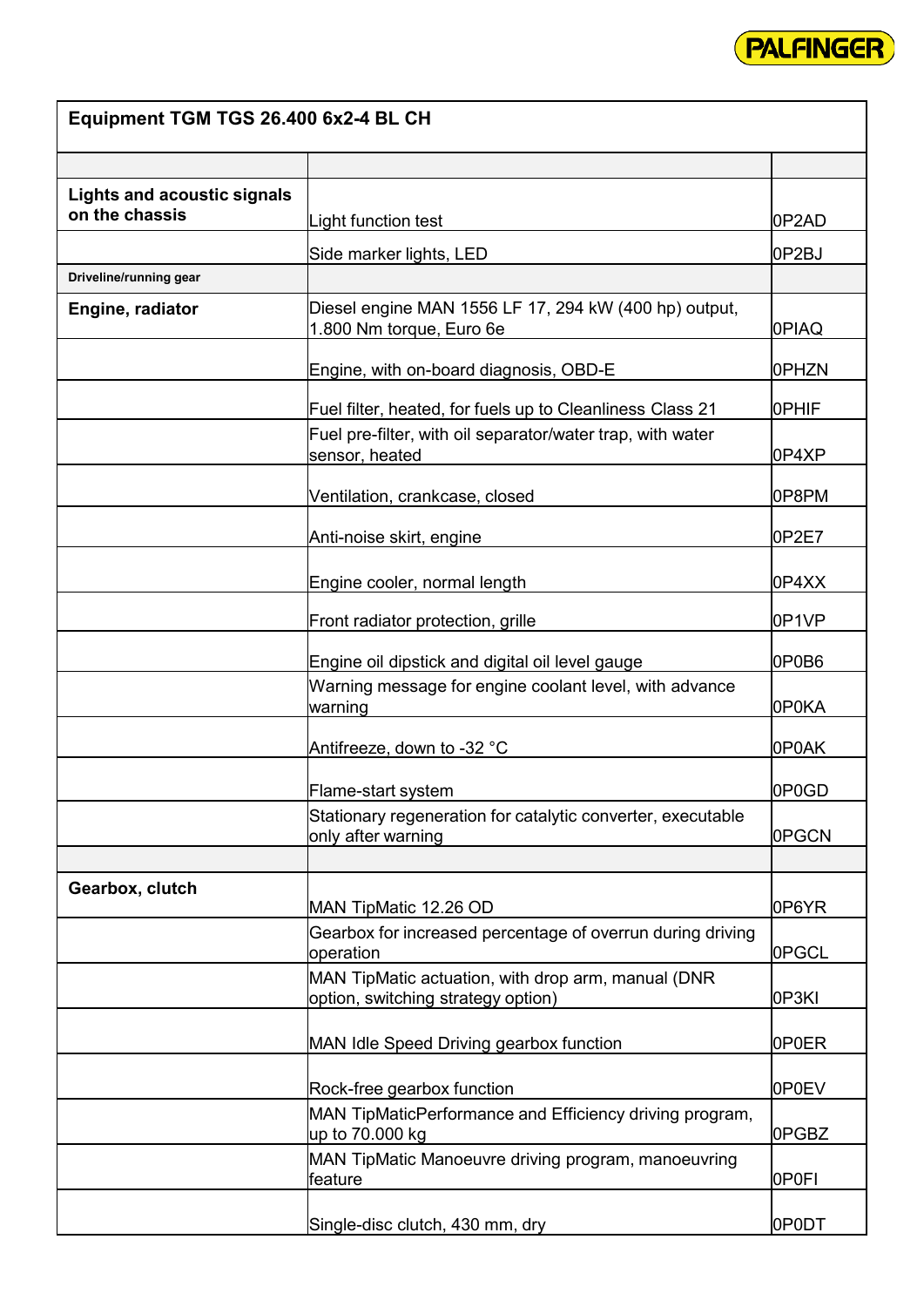| Equipment TGM TGS 26.400 6x2-4 BL CH | | |
|---|---|---|
| | | |
| **Lights and acoustic signals on the chassis** | Light function test | 0P2AD |
| | Side marker lights, LED | 0P2BJ |
| **Driveline/running gear** | | |
| **Engine, radiator** | Diesel engine MAN 1556 LF 17, 294 kW (400 hp) output, 1.800 Nm torque, Euro 6e | 0PIAQ |
| | Engine, with on-board diagnosis, OBD-E | 0PHZN |
| | Fuel filter, heated, for fuels up to Cleanliness Class 21 | 0PHIF |
| | Fuel pre-filter, with oil separator/water trap, with water sensor, heated | 0P4XP |
| | Ventilation, crankcase, closed | 0P8PM |
| | Anti-noise skirt, engine | 0P2E7 |
| | Engine cooler, normal length | 0P4XX |
| | Front radiator protection, grille | 0P1VP |
| | Engine oil dipstick and digital oil level gauge | 0P0B6 |
| | Warning message for engine coolant level, with advance warning | 0P0KA |
| | Antifreeze, down to -32 °C | 0P0AK |
| | Flame-start system | 0P0GD |
| | Stationary regeneration for catalytic converter, executable only after warning | 0PGCN |
| | | |
| **Gearbox, clutch** | MAN TipMatic 12.26 OD | 0P6YR |
| | Gearbox for increased percentage of overrun during driving operation | 0PGCL |
| | MAN TipMatic actuation, with drop arm, manual (DNR option, switching strategy option) | 0P3KI |
| | MAN Idle Speed Driving gearbox function | 0P0ER |
| | Rock-free gearbox function | 0P0EV |
| | MAN TipMaticPerformance and Efficiency driving program, up to 70.000 kg | 0PGBZ |
| | MAN TipMatic Manoeuvre driving program, manoeuvring feature | 0P0FI |
| | Single-disc clutch, 430 mm, dry | 0P0DT |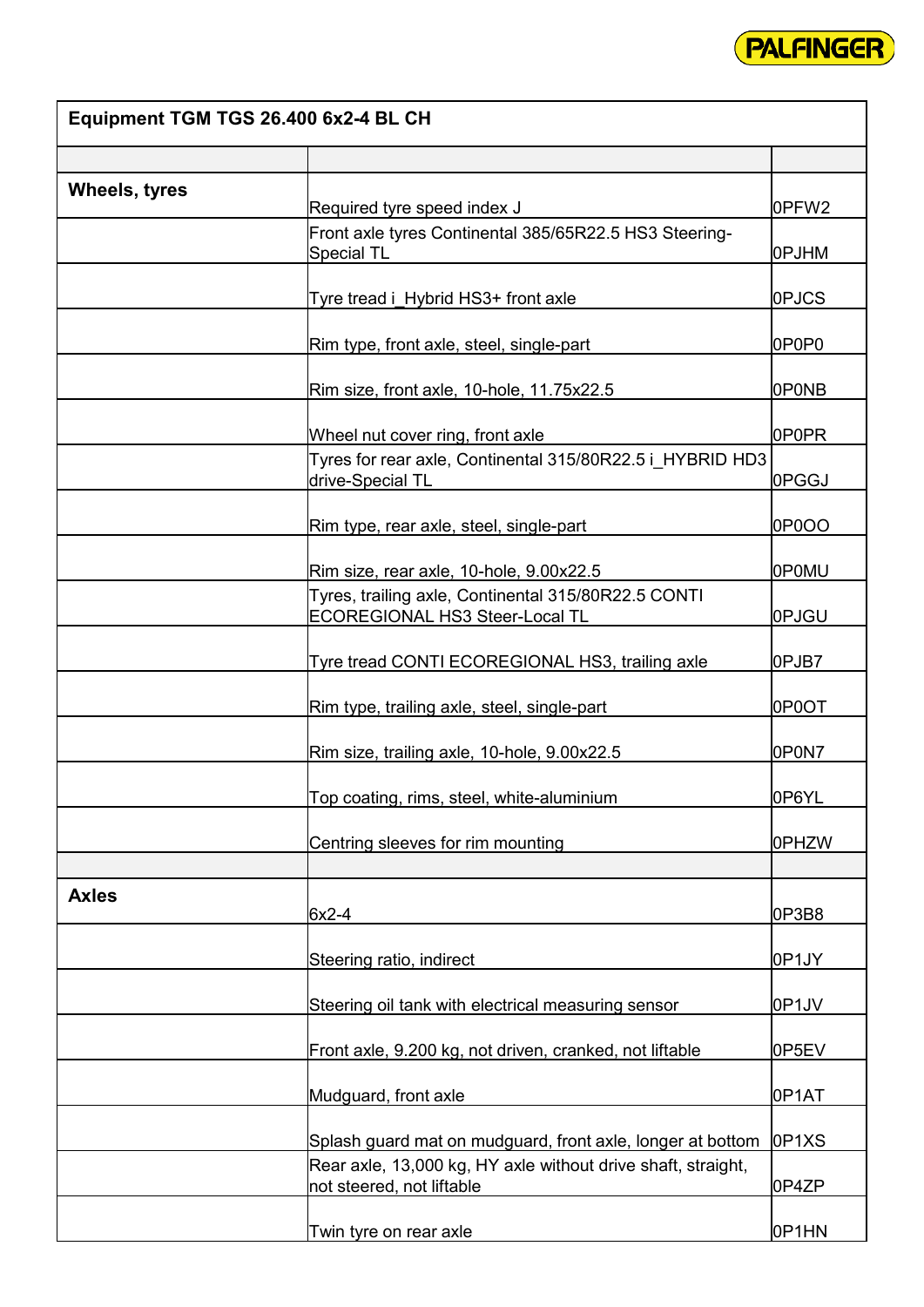| Equipment TGM TGS 26.400 6x2-4 BL CH | | |
|---|---|---|
| | | |
| **Wheels, tyres** | Required tyre speed index J | 0PFW2 |
| | Front axle tyres Continental 385/65R22.5 HS3 Steering-Special TL | 0PJHM |
| | Tyre tread i_Hybrid HS3+ front axle | 0PJCS |
| | Rim type, front axle, steel, single-part | 0P0P0 |
| | Rim size, front axle, 10-hole, 11.75x22.5 | 0P0NB |
| | Wheel nut cover ring, front axle | 0P0PR |
| | Tyres for rear axle, Continental 315/80R22.5 i_HYBRID HD3 drive-Special TL | 0PGGJ |
| | Rim type, rear axle, steel, single-part | 0P0OO |
| | Rim size, rear axle, 10-hole, 9.00x22.5 | 0P0MU |
| | Tyres, trailing axle, Continental 315/80R22.5 CONTI ECOREGIONAL HS3 Steer-Local TL | 0PJGU |
| | Tyre tread CONTI ECOREGIONAL HS3, trailing axle | 0PJB7 |
| | Rim type, trailing axle, steel, single-part | 0P0OT |
| | Rim size, trailing axle, 10-hole, 9.00x22.5 | 0P0N7 |
| | Top coating, rims, steel, white-aluminium | 0P6YL |
| | Centring sleeves for rim mounting | 0PHZW |
| | | |
| **Axles** | 6x2-4 | 0P3B8 |
| | Steering ratio, indirect | 0P1JY |
| | Steering oil tank with electrical measuring sensor | 0P1JV |
| | Front axle, 9.200 kg, not driven, cranked, not liftable | 0P5EV |
| | Mudguard, front axle | 0P1AT |
| | Splash guard mat on mudguard, front axle, longer at bottom | 0P1XS |
| | Rear axle, 13,000 kg, HY axle without drive shaft, straight, not steered, not liftable | 0P4ZP |
| | Twin tyre on rear axle | 0P1HN |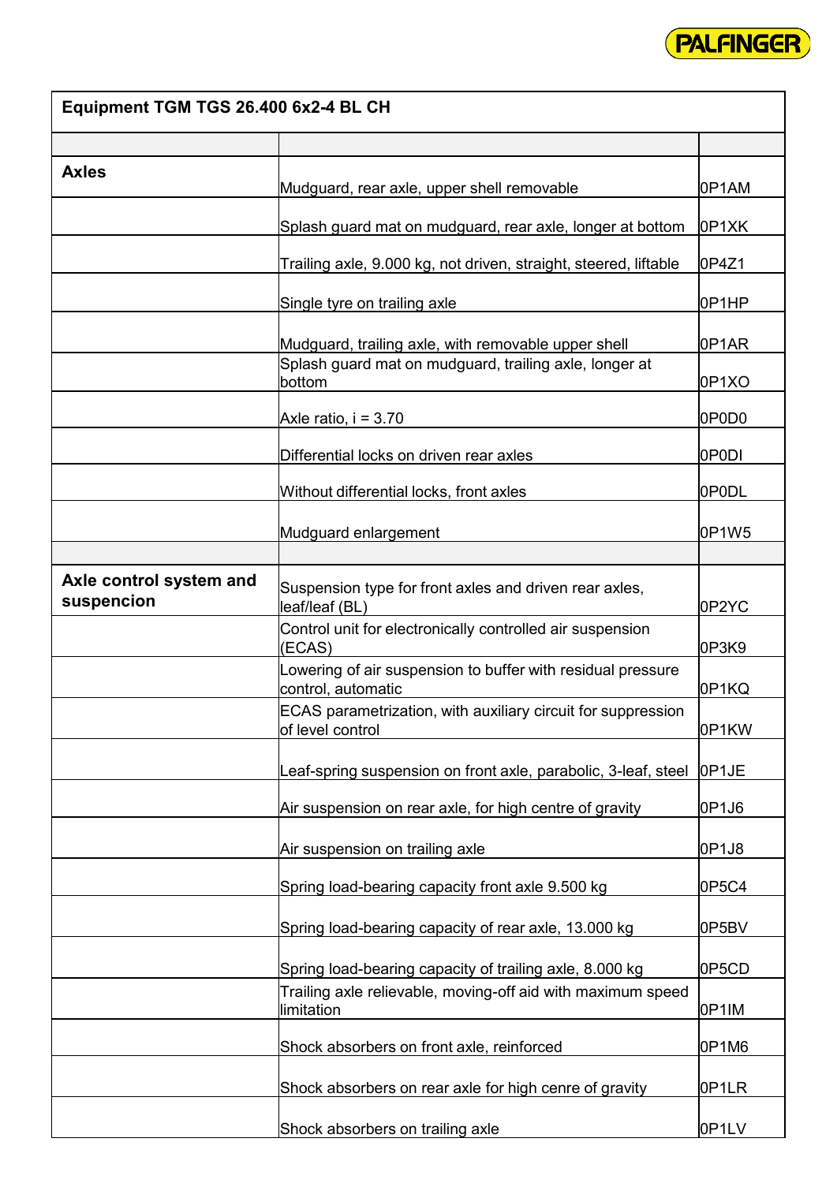| Equipment TGM TGS 26.400 6x2-4 BL CH | | |
|---|---|---|
| | | |
| **Axles** | Mudguard, rear axle, upper shell removable | 0P1AM |
| | Splash guard mat on mudguard, rear axle, longer at bottom | 0P1XK |
| | Trailing axle, 9.000 kg, not driven, straight, steered, liftable | 0P4Z1 |
| | Single tyre on trailing axle | 0P1HP |
| | Mudguard, trailing axle, with removable upper shell | 0P1AR |
| | Splash guard mat on mudguard, trailing axle, longer at bottom | 0P1XO |
| | Axle ratio, i = 3.70 | 0P0D0 |
| | Differential locks on driven rear axles | 0P0DI |
| | Without differential locks, front axles | 0P0DL |
| | Mudguard enlargement | 0P1W5 |
| | | |
| **Axle control system and suspencion** | Suspension type for front axles and driven rear axles, leaf/leaf (BL) | 0P2YC |
| | Control unit for electronically controlled air suspension (ECAS) | 0P3K9 |
| | Lowering of air suspension to buffer with residual pressure control, automatic | 0P1KQ |
| | ECAS parametrization, with auxiliary circuit for suppression of level control | 0P1KW |
| | Leaf-spring suspension on front axle, parabolic, 3-leaf, steel | 0P1JE |
| | Air suspension on rear axle, for high centre of gravity | 0P1J6 |
| | Air suspension on trailing axle | 0P1J8 |
| | Spring load-bearing capacity front axle 9.500 kg | 0P5C4 |
| | Spring load-bearing capacity of rear axle, 13.000 kg | 0P5BV |
| | Spring load-bearing capacity of trailing axle, 8.000 kg | 0P5CD |
| | Trailing axle relievable, moving-off aid with maximum speed limitation | 0P1IM |
| | Shock absorbers on front axle, reinforced | 0P1M6 |
| | Shock absorbers on rear axle for high cenre of gravity | 0P1LR |
| | Shock absorbers on trailing axle | 0P1LV |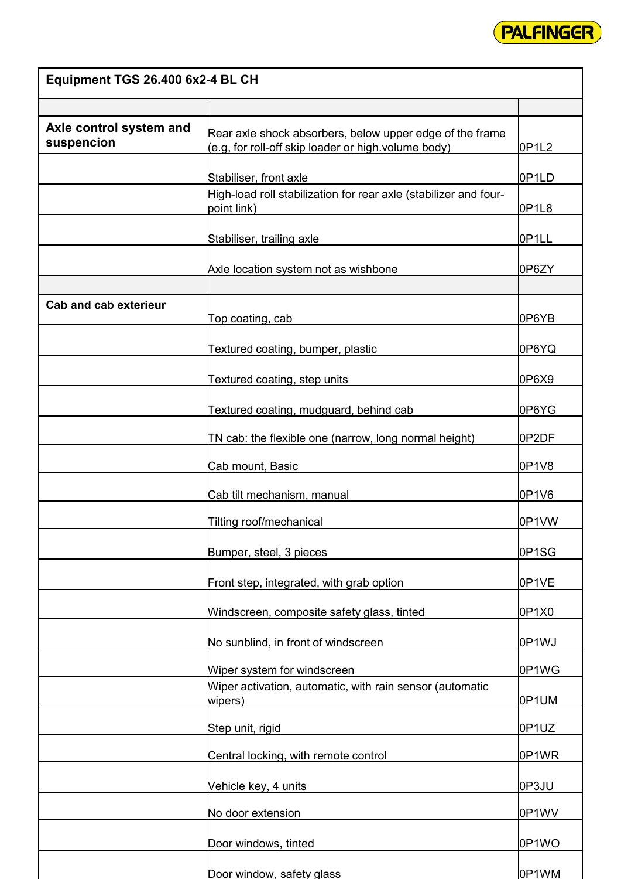| Equipment TGS 26.400 6x2-4 BL CH | | |
|---|---|---|
| | | |
| **Axle control system and suspencion** | Rear axle shock absorbers, below upper edge of the frame (e.g, for roll-off skip loader or high.volume body) | 0P1L2 |
| | Stabiliser, front axle | 0P1LD |
| | High-load roll stabilization for rear axle (stabilizer and four-point link) | 0P1L8 |
| | Stabiliser, trailing axle | 0P1LL |
| | Axle location system not as wishbone | 0P6ZY |
| | | |
| **Cab and cab exterieur** | Top coating, cab | 0P6YB |
| | Textured coating, bumper, plastic | 0P6YQ |
| | Textured coating, step units | 0P6X9 |
| | Textured coating, mudguard, behind cab | 0P6YG |
| | TN cab: the flexible one (narrow, long normal height) | 0P2DF |
| | Cab mount, Basic | 0P1V8 |
| | Cab tilt mechanism, manual | 0P1V6 |
| | Tilting roof/mechanical | 0P1VW |
| | Bumper, steel, 3 pieces | 0P1SG |
| | Front step, integrated, with grab option | 0P1VE |
| | Windscreen, composite safety glass, tinted | 0P1X0 |
| | No sunblind, in front of windscreen | 0P1WJ |
| | Wiper system for windscreen | 0P1WG |
| | Wiper activation, automatic, with rain sensor (automatic wipers) | 0P1UM |
| | Step unit, rigid | 0P1UZ |
| | Central locking, with remote control | 0P1WR |
| | Vehicle key, 4 units | 0P3JU |
| | No door extension | 0P1WV |
| | Door windows, tinted | 0P1WO |
| | Door window, safety glass | 0P1WM |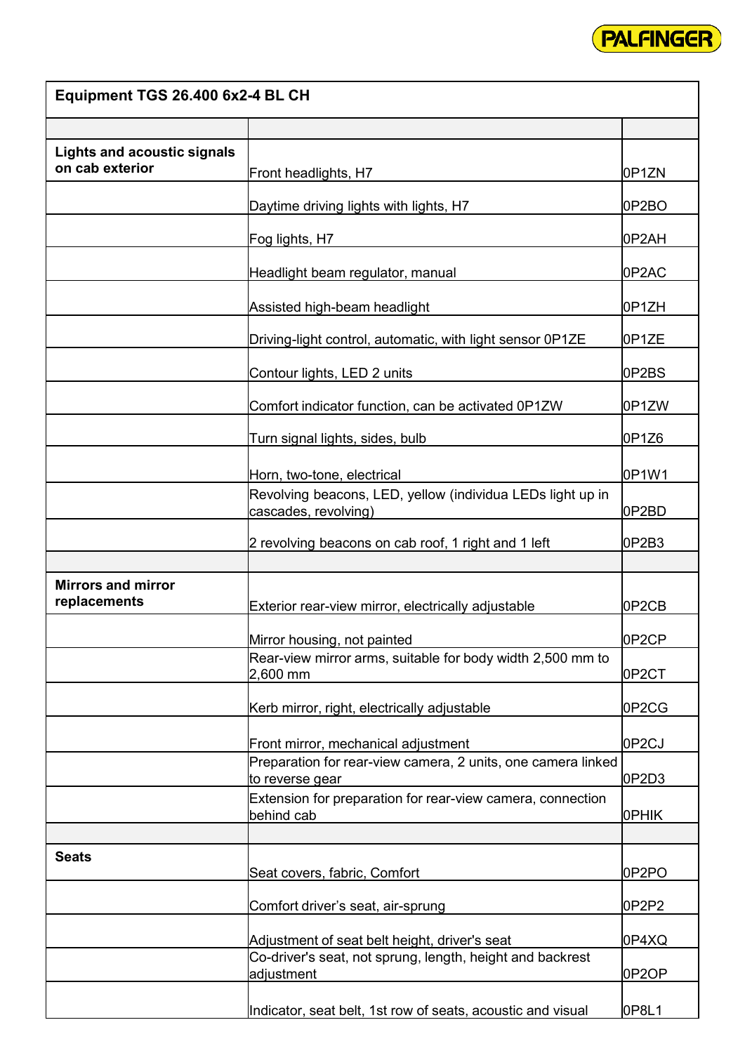| Equipment TGS 26.400 6x2-4 BL CH | | |
|---|---|---|
| | | |
| **Lights and acoustic signals on cab exterior** | Front headlights, H7 | 0P1ZN |
| | Daytime driving lights with lights, H7 | 0P2BO |
| | Fog lights, H7 | 0P2AH |
| | Headlight beam regulator, manual | 0P2AC |
| | Assisted high-beam headlight | 0P1ZH |
| | Driving-light control, automatic, with light sensor 0P1ZE | 0P1ZE |
| | Contour lights, LED 2 units | 0P2BS |
| | Comfort indicator function, can be activated 0P1ZW | 0P1ZW |
| | Turn signal lights, sides, bulb | 0P1Z6 |
| | Horn, two-tone, electrical | 0P1W1 |
| | Revolving beacons, LED, yellow (individua LEDs light up in cascades, revolving) | 0P2BD |
| | 2 revolving beacons on cab roof, 1 right and 1 left | 0P2B3 |
| | | |
| **Mirrors and mirror replacements** | Exterior rear-view mirror, electrically adjustable | 0P2CB |
| | Mirror housing, not painted | 0P2CP |
| | Rear-view mirror arms, suitable for body width 2,500 mm to 2,600 mm | 0P2CT |
| | Kerb mirror, right, electrically adjustable | 0P2CG |
| | Front mirror, mechanical adjustment | 0P2CJ |
| | Preparation for rear-view camera, 2 units, one camera linked to reverse gear | 0P2D3 |
| | Extension for preparation for rear-view camera, connection behind cab | 0PHIK |
| | | |
| **Seats** | Seat covers, fabric, Comfort | 0P2PO |
| | Comfort driver's seat, air-sprung | 0P2P2 |
| | Adjustment of seat belt height, driver's seat | 0P4XQ |
| | Co-driver's seat, not sprung, length, height and backrest adjustment | 0P2OP |
| | Indicator, seat belt, 1st row of seats, acoustic and visual | 0P8L1 |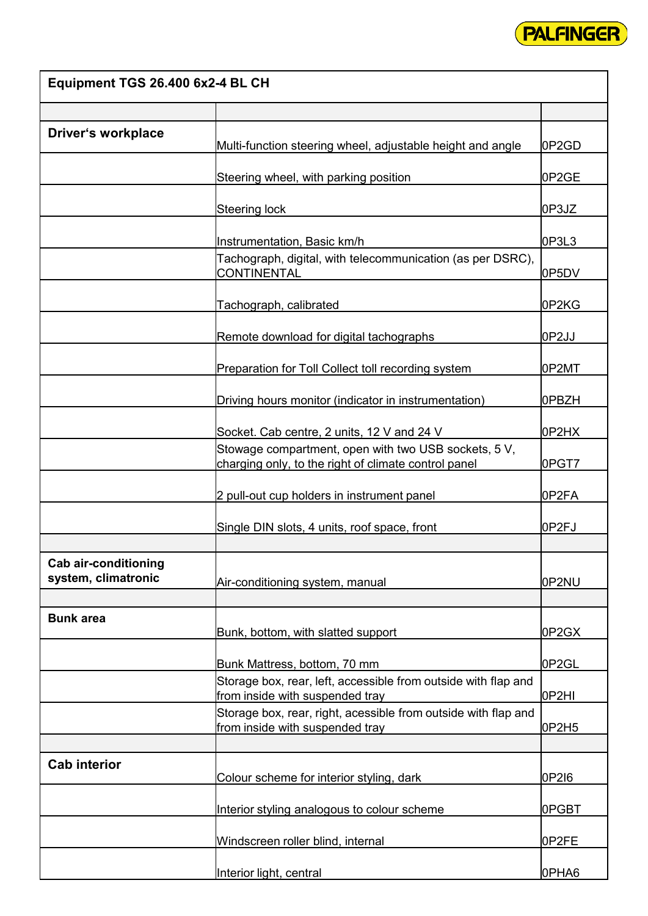| Equipment TGS 26.400 6x2-4 BL CH | | |
|---|---|---|
| | | |
| **Driver's workplace** | Multi-function steering wheel, adjustable height and angle | 0P2GD |
| | Steering wheel, with parking position | 0P2GE |
| | Steering lock | 0P3JZ |
| | Instrumentation, Basic km/h | 0P3L3 |
| | Tachograph, digital, with telecommunication (as per DSRC), CONTINENTAL | 0P5DV |
| | Tachograph, calibrated | 0P2KG |
| | Remote download for digital tachographs | 0P2JJ |
| | Preparation for Toll Collect toll recording system | 0P2MT |
| | Driving hours monitor (indicator in instrumentation) | 0PBZH |
| | Socket. Cab centre, 2 units, 12 V and 24 V | 0P2HX |
| | Stowage compartment, open with two USB sockets, 5 V, charging only, to the right of climate control panel | 0PGT7 |
| | 2 pull-out cup holders in instrument panel | 0P2FA |
| | Single DIN slots, 4 units, roof space, front | 0P2FJ |
| | | |
| **Cab air-conditioning system, climatronic** | Air-conditioning system, manual | 0P2NU |
| | | |
| **Bunk area** | Bunk, bottom, with slatted support | 0P2GX |
| | Bunk Mattress, bottom, 70 mm | 0P2GL |
| | Storage box, rear, left, accessible from outside with flap and from inside with suspended tray | 0P2HI |
| | Storage box, rear, right, acessible from outside with flap and from inside with suspended tray | 0P2H5 |
| | | |
| **Cab interior** | Colour scheme for interior styling, dark | 0P2I6 |
| | Interior styling analogous to colour scheme | 0PGBT |
| | Windscreen roller blind, internal | 0P2FE |
| | Interior light, central | 0PHA6 |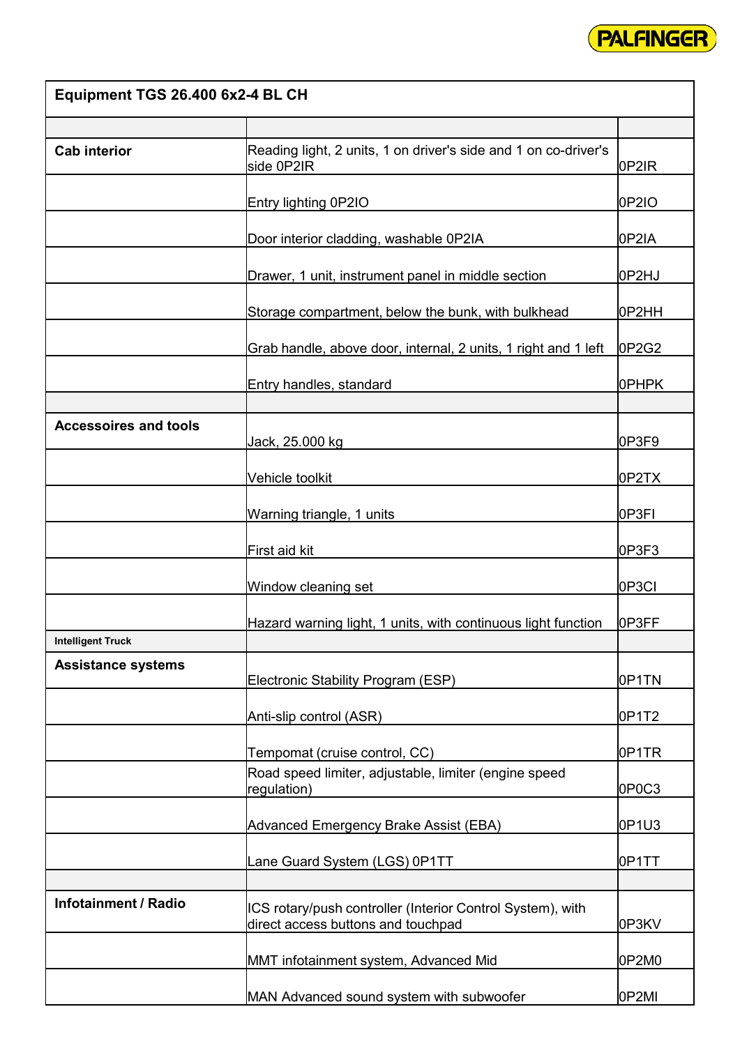| Equipment TGS 26.400 6x2-4 BL CH | | |
|---|---|---|
| | | |
| **Cab interior** | Reading light, 2 units, 1 on driver's side and 1 on co-driver's side 0P2IR | 0P2IR |
| | Entry lighting 0P2IO | 0P2IO |
| | Door interior cladding, washable 0P2IA | 0P2IA |
| | Drawer, 1 unit, instrument panel in middle section | 0P2HJ |
| | Storage compartment, below the bunk, with bulkhead | 0P2HH |
| | Grab handle, above door, internal, 2 units, 1 right and 1 left | 0P2G2 |
| | Entry handles, standard | 0PHPK |
| | | |
| **Accessoires and tools** | Jack, 25.000 kg | 0P3F9 |
| | Vehicle toolkit | 0P2TX |
| | Warning triangle, 1 units | 0P3FI |
| | First aid kit | 0P3F3 |
| | Window cleaning set | 0P3CI |
| | Hazard warning light, 1 units, with continuous light function | 0P3FF |
| **Intelligent Truck** | | |
| **Assistance systems** | Electronic Stability Program (ESP) | 0P1TN |
| | Anti-slip control (ASR) | 0P1T2 |
| | Tempomat (cruise control, CC) | 0P1TR |
| | Road speed limiter, adjustable, limiter (engine speed regulation) | 0P0C3 |
| | Advanced Emergency Brake Assist (EBA) | 0P1U3 |
| | Lane Guard System (LGS) 0P1TT | 0P1TT |
| | | |
| **Infotainment / Radio** | ICS rotary/push controller (Interior Control System), with direct access buttons and touchpad | 0P3KV |
| | MMT infotainment system, Advanced Mid | 0P2M0 |
| | MAN Advanced sound system with subwoofer | 0P2MI |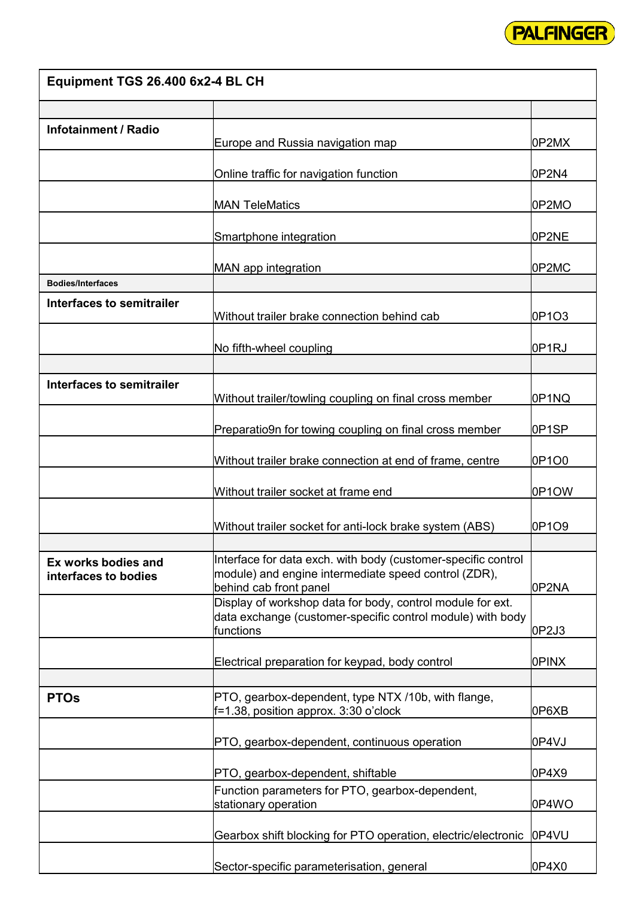| Equipment TGS 26.400 6x2-4 BL CH | | |
|---|---|---|
| | | |
| **Infotainment / Radio** | Europe and Russia navigation map | 0P2MX |
| | Online traffic for navigation function | 0P2N4 |
| | MAN TeleMatics | 0P2MO |
| | Smartphone integration | 0P2NE |
| | MAN app integration | 0P2MC |
| **Bodies/Interfaces** | | |
| **Interfaces to semitrailer** | Without trailer brake connection behind cab | 0P1O3 |
| | No fifth-wheel coupling | 0P1RJ |
| | | |
| **Interfaces to semitrailer** | Without trailer/towling coupling on final cross member | 0P1NQ |
| | Preparatio9n for towing coupling on final cross member | 0P1SP |
| | Without trailer brake connection at end of frame, centre | 0P1O0 |
| | Without trailer socket at frame end | 0P1OW |
| | Without trailer socket for anti-lock brake system (ABS) | 0P1O9 |
| | | |
| **Ex works bodies and interfaces to bodies** | Interface for data exch. with body (customer-specific control module) and engine intermediate speed control (ZDR), behind cab front panel | 0P2NA |
| | Display of workshop data for body, control module for ext. data exchange (customer-specific control module) with body functions | 0P2J3 |
| | Electrical preparation for keypad, body control | 0PINX |
| | | |
| **PTOs** | PTO, gearbox-dependent, type NTX /10b, with flange, f=1.38, position approx. 3:30 o'clock | 0P6XB |
| | PTO, gearbox-dependent, continuous operation | 0P4VJ |
| | PTO, gearbox-dependent, shiftable | 0P4X9 |
| | Function parameters for PTO, gearbox-dependent, stationary operation | 0P4WO |
| | Gearbox shift blocking for PTO operation, electric/electronic | 0P4VU |
| | Sector-specific parameterisation, general | 0P4X0 |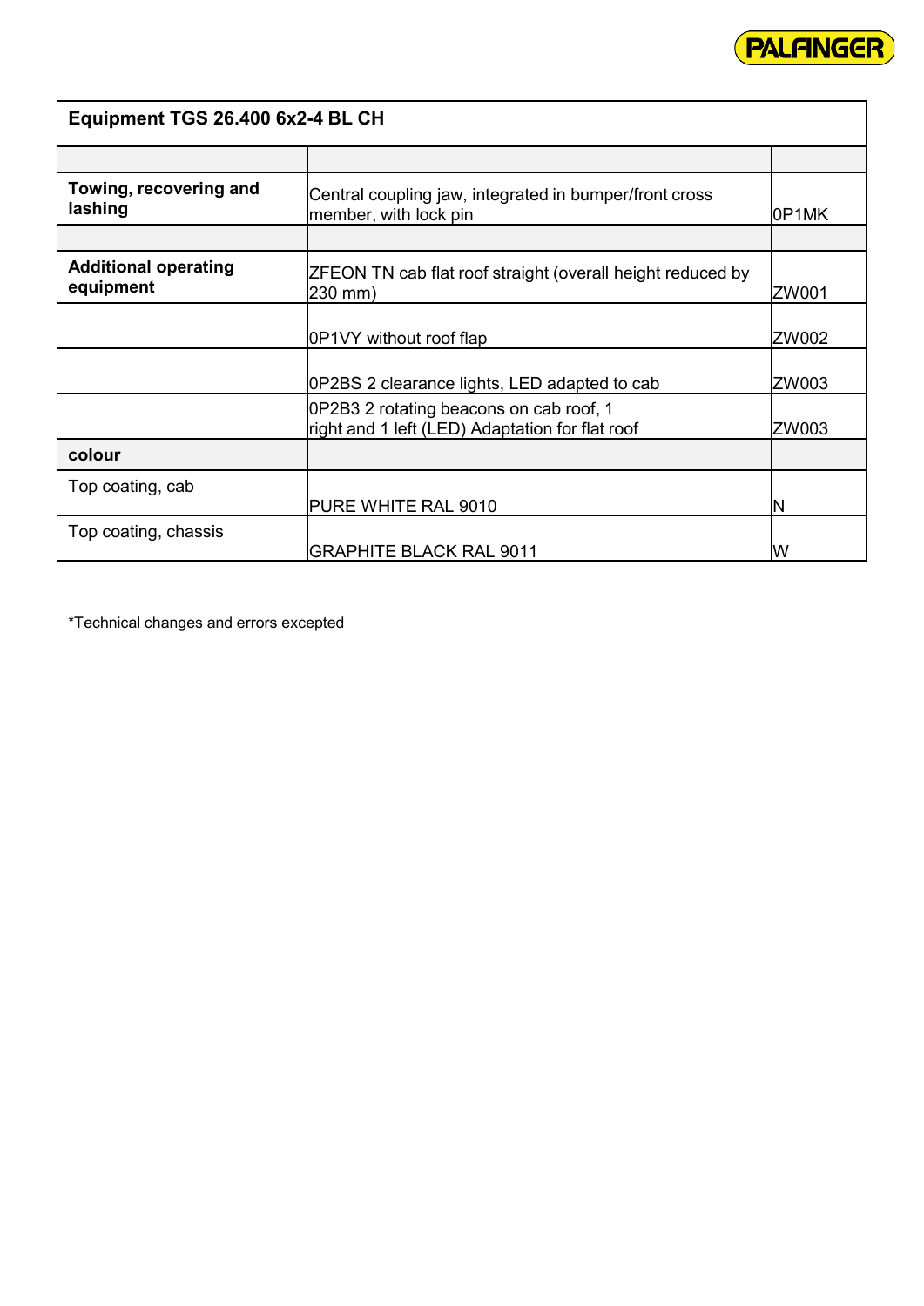| Equipment TGS 26.400 6x2-4 BL CH | | |
|---|---|---|
| | | |
| **Towing, recovering and lashing** | Central coupling jaw, integrated in bumper/front cross member, with lock pin | 0P1MK |
| | | |
| **Additional operating equipment** | ZFEON TN cab flat roof straight (overall height reduced by 230 mm) | ZW001 |
| | 0P1VY without roof flap | ZW002 |
| | 0P2BS 2 clearance lights, LED adapted to cab | ZW003 |
| | 0P2B3 2 rotating beacons on cab roof, 1 right and 1 left (LED) Adaptation for flat roof | ZW003 |
| **colour** | | |
| Top coating, cab | PURE WHITE RAL 9010 | N |
| Top coating, chassis | GRAPHITE BLACK RAL 9011 | W |

*Technical changes and errors excepted